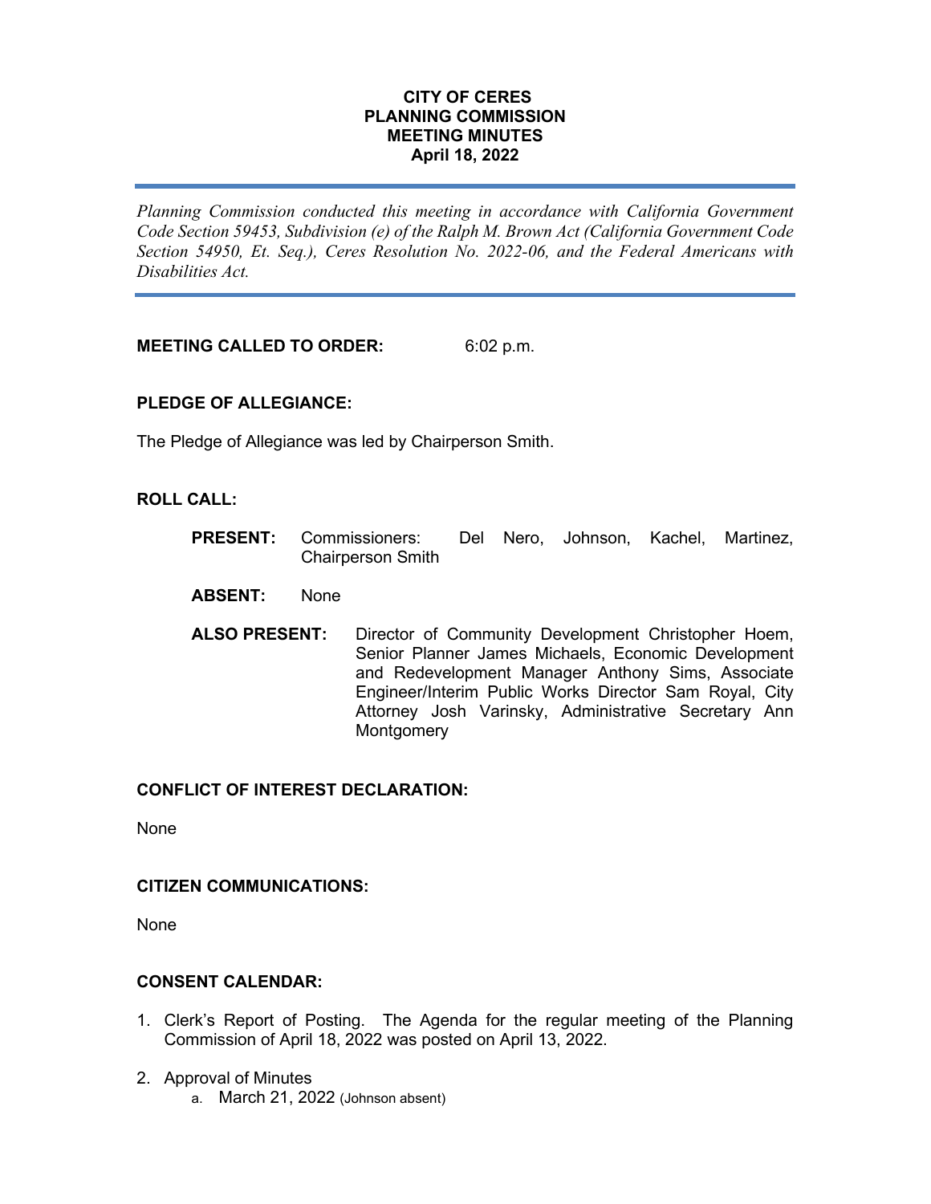# CITY OF CERES
## PLANNING COMMISSION
## MEETING MINUTES
## April 18, 2022

---

*Planning Commission conducted this meeting in accordance with California Government Code Section 59453, Subdivision (e) of the Ralph M. Brown Act (California Government Code Section 54950, Et. Seq.), Ceres Resolution No. 2022-06, and the Federal Americans with Disabilities Act.*

---

**MEETING CALLED TO ORDER:** 6:02 p.m.

**PLEDGE OF ALLEGIANCE:**

The Pledge of Allegiance was led by Chairperson Smith.

**ROLL CALL:**

**PRESENT:** Commissioners: Del Nero, Johnson, Kachel, Martinez, Chairperson Smith

**ABSENT:** None

**ALSO PRESENT:** Director of Community Development Christopher Hoem, Senior Planner James Michaels, Economic Development and Redevelopment Manager Anthony Sims, Associate Engineer/Interim Public Works Director Sam Royal, City Attorney Josh Varinsky, Administrative Secretary Ann Montgomery

**CONFLICT OF INTEREST DECLARATION:**

None

**CITIZEN COMMUNICATIONS:**

None

**CONSENT CALENDAR:**

1. Clerk's Report of Posting. The Agenda for the regular meeting of the Planning Commission of April 18, 2022 was posted on April 13, 2022.

2. Approval of Minutes
   a. March 21, 2022 (Johnson absent)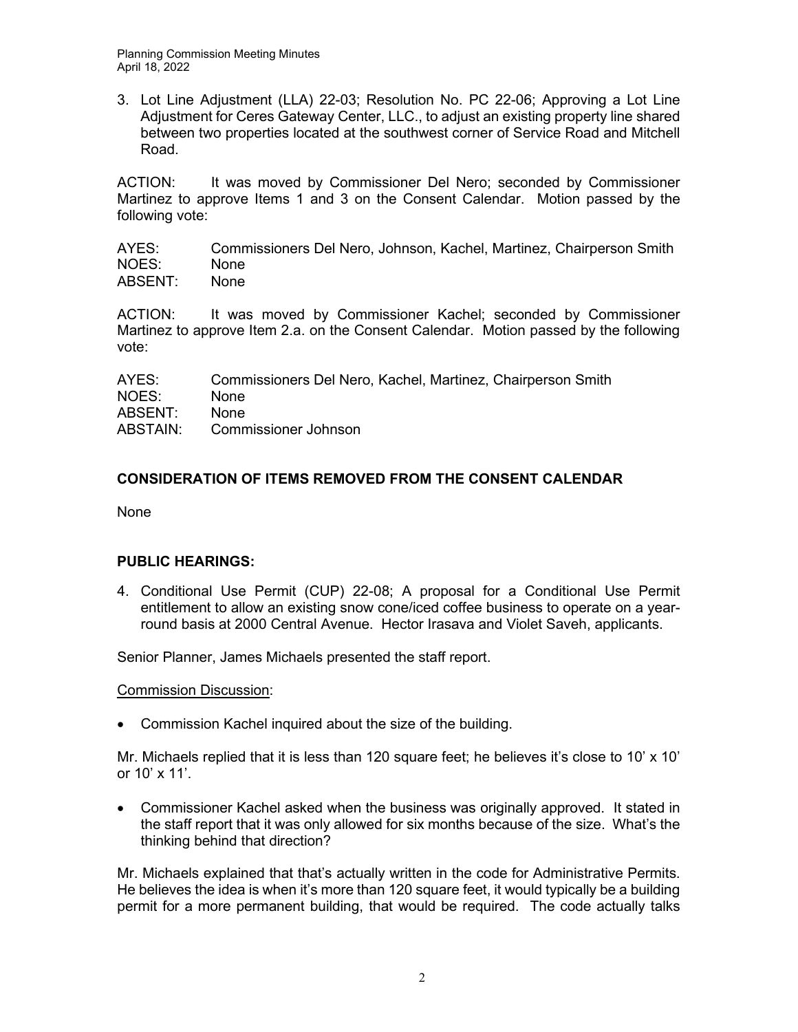3. Lot Line Adjustment (LLA) 22-03; Resolution No. PC 22-06; Approving a Lot Line Adjustment for Ceres Gateway Center, LLC., to adjust an existing property line shared between two properties located at the southwest corner of Service Road and Mitchell Road.

ACTION: It was moved by Commissioner Del Nero; seconded by Commissioner Martinez to approve Items 1 and 3 on the Consent Calendar. Motion passed by the following vote:

AYES: Commissioners Del Nero, Johnson, Kachel, Martinez, Chairperson Smith
NOES: None
ABSENT: None

ACTION: It was moved by Commissioner Kachel; seconded by Commissioner Martinez to approve Item 2.a. on the Consent Calendar. Motion passed by the following vote:

AYES: Commissioners Del Nero, Kachel, Martinez, Chairperson Smith
NOES: None
ABSENT: None
ABSTAIN: Commissioner Johnson

## CONSIDERATION OF ITEMS REMOVED FROM THE CONSENT CALENDAR

None

## PUBLIC HEARINGS:

4. Conditional Use Permit (CUP) 22-08; A proposal for a Conditional Use Permit entitlement to allow an existing snow cone/iced coffee business to operate on a year-round basis at 2000 Central Avenue. Hector Irasava and Violet Saveh, applicants.

Senior Planner, James Michaels presented the staff report.

Commission Discussion:

- Commission Kachel inquired about the size of the building.

Mr. Michaels replied that it is less than 120 square feet; he believes it's close to 10' x 10' or 10' x 11'.

- Commissioner Kachel asked when the business was originally approved. It stated in the staff report that it was only allowed for six months because of the size. What's the thinking behind that direction?

Mr. Michaels explained that that's actually written in the code for Administrative Permits. He believes the idea is when it's more than 120 square feet, it would typically be a building permit for a more permanent building, that would be required. The code actually talks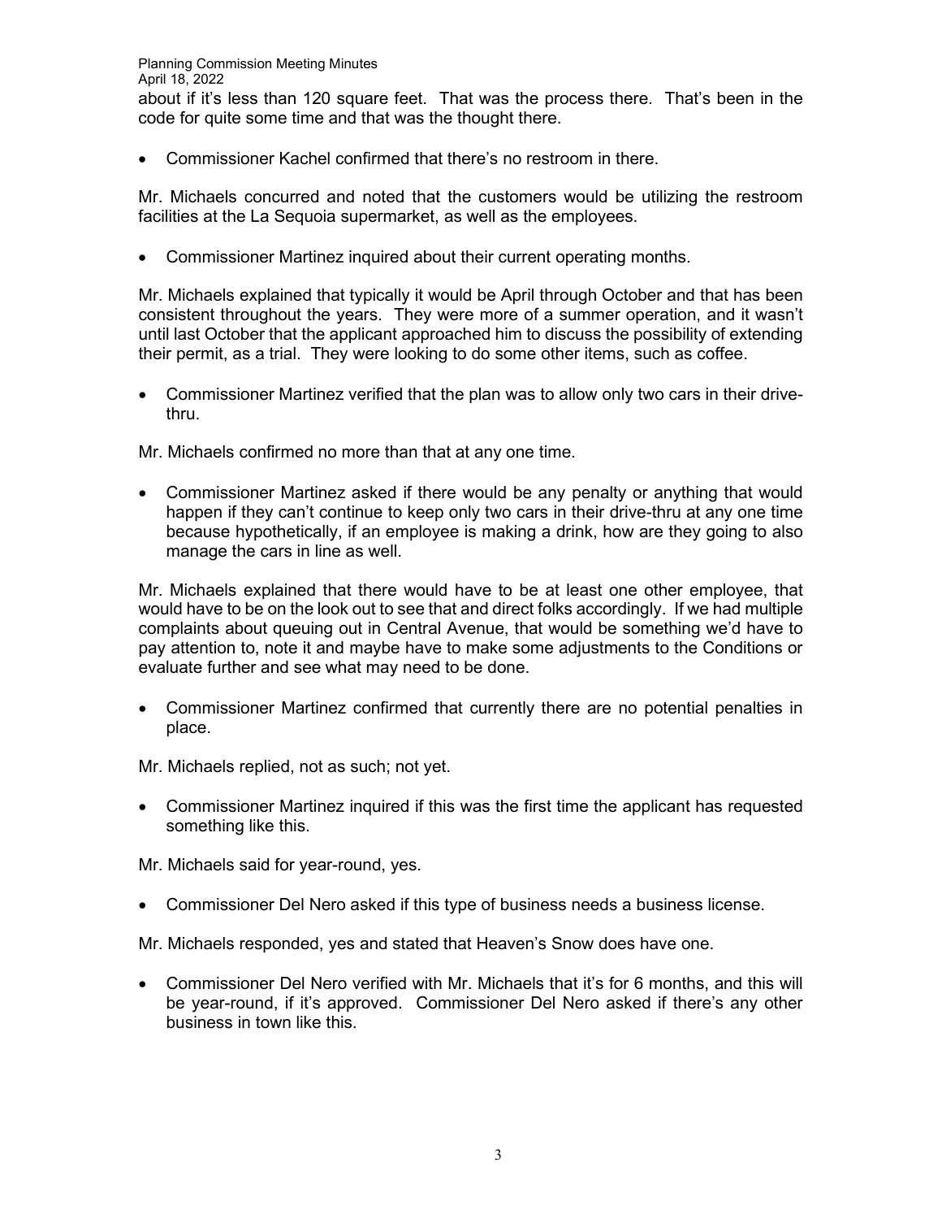about if it's less than 120 square feet. That was the process there. That's been in the code for quite some time and that was the thought there.

- Commissioner Kachel confirmed that there's no restroom in there.

Mr. Michaels concurred and noted that the customers would be utilizing the restroom facilities at the La Sequoia supermarket, as well as the employees.

- Commissioner Martinez inquired about their current operating months.

Mr. Michaels explained that typically it would be April through October and that has been consistent throughout the years. They were more of a summer operation, and it wasn't until last October that the applicant approached him to discuss the possibility of extending their permit, as a trial. They were looking to do some other items, such as coffee.

- Commissioner Martinez verified that the plan was to allow only two cars in their drive-thru.

Mr. Michaels confirmed no more than that at any one time.

- Commissioner Martinez asked if there would be any penalty or anything that would happen if they can't continue to keep only two cars in their drive-thru at any one time because hypothetically, if an employee is making a drink, how are they going to also manage the cars in line as well.

Mr. Michaels explained that there would have to be at least one other employee, that would have to be on the look out to see that and direct folks accordingly. If we had multiple complaints about queuing out in Central Avenue, that would be something we'd have to pay attention to, note it and maybe have to make some adjustments to the Conditions or evaluate further and see what may need to be done.

- Commissioner Martinez confirmed that currently there are no potential penalties in place.

Mr. Michaels replied, not as such; not yet.

- Commissioner Martinez inquired if this was the first time the applicant has requested something like this.

Mr. Michaels said for year-round, yes.

- Commissioner Del Nero asked if this type of business needs a business license.

Mr. Michaels responded, yes and stated that Heaven's Snow does have one.

- Commissioner Del Nero verified with Mr. Michaels that it's for 6 months, and this will be year-round, if it's approved. Commissioner Del Nero asked if there's any other business in town like this.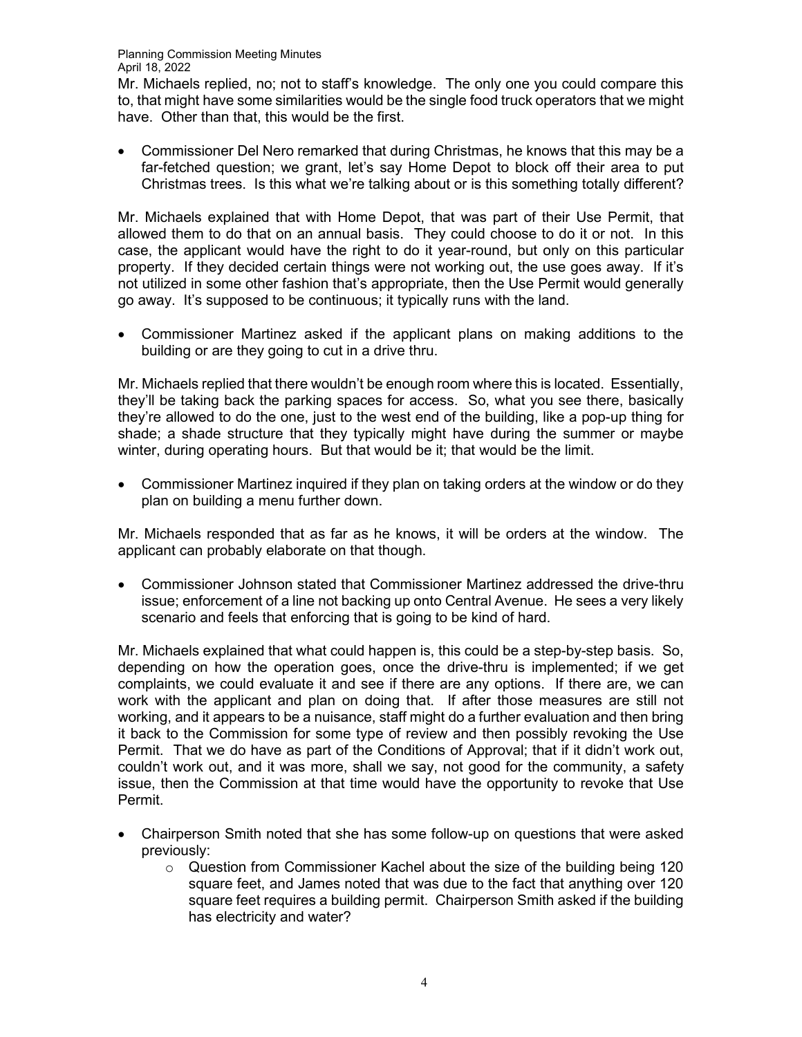Mr. Michaels replied, no; not to staff's knowledge. The only one you could compare this to, that might have some similarities would be the single food truck operators that we might have. Other than that, this would be the first.

- Commissioner Del Nero remarked that during Christmas, he knows that this may be a far-fetched question; we grant, let's say Home Depot to block off their area to put Christmas trees. Is this what we're talking about or is this something totally different?

Mr. Michaels explained that with Home Depot, that was part of their Use Permit, that allowed them to do that on an annual basis. They could choose to do it or not. In this case, the applicant would have the right to do it year-round, but only on this particular property. If they decided certain things were not working out, the use goes away. If it's not utilized in some other fashion that's appropriate, then the Use Permit would generally go away. It's supposed to be continuous; it typically runs with the land.

- Commissioner Martinez asked if the applicant plans on making additions to the building or are they going to cut in a drive thru.

Mr. Michaels replied that there wouldn't be enough room where this is located. Essentially, they'll be taking back the parking spaces for access. So, what you see there, basically they're allowed to do the one, just to the west end of the building, like a pop-up thing for shade; a shade structure that they typically might have during the summer or maybe winter, during operating hours. But that would be it; that would be the limit.

- Commissioner Martinez inquired if they plan on taking orders at the window or do they plan on building a menu further down.

Mr. Michaels responded that as far as he knows, it will be orders at the window. The applicant can probably elaborate on that though.

- Commissioner Johnson stated that Commissioner Martinez addressed the drive-thru issue; enforcement of a line not backing up onto Central Avenue. He sees a very likely scenario and feels that enforcing that is going to be kind of hard.

Mr. Michaels explained that what could happen is, this could be a step-by-step basis. So, depending on how the operation goes, once the drive-thru is implemented; if we get complaints, we could evaluate it and see if there are any options. If there are, we can work with the applicant and plan on doing that. If after those measures are still not working, and it appears to be a nuisance, staff might do a further evaluation and then bring it back to the Commission for some type of review and then possibly revoking the Use Permit. That we do have as part of the Conditions of Approval; that if it didn't work out, couldn't work out, and it was more, shall we say, not good for the community, a safety issue, then the Commission at that time would have the opportunity to revoke that Use Permit.

- Chairperson Smith noted that she has some follow-up on questions that were asked previously:
  - Question from Commissioner Kachel about the size of the building being 120 square feet, and James noted that was due to the fact that anything over 120 square feet requires a building permit. Chairperson Smith asked if the building has electricity and water?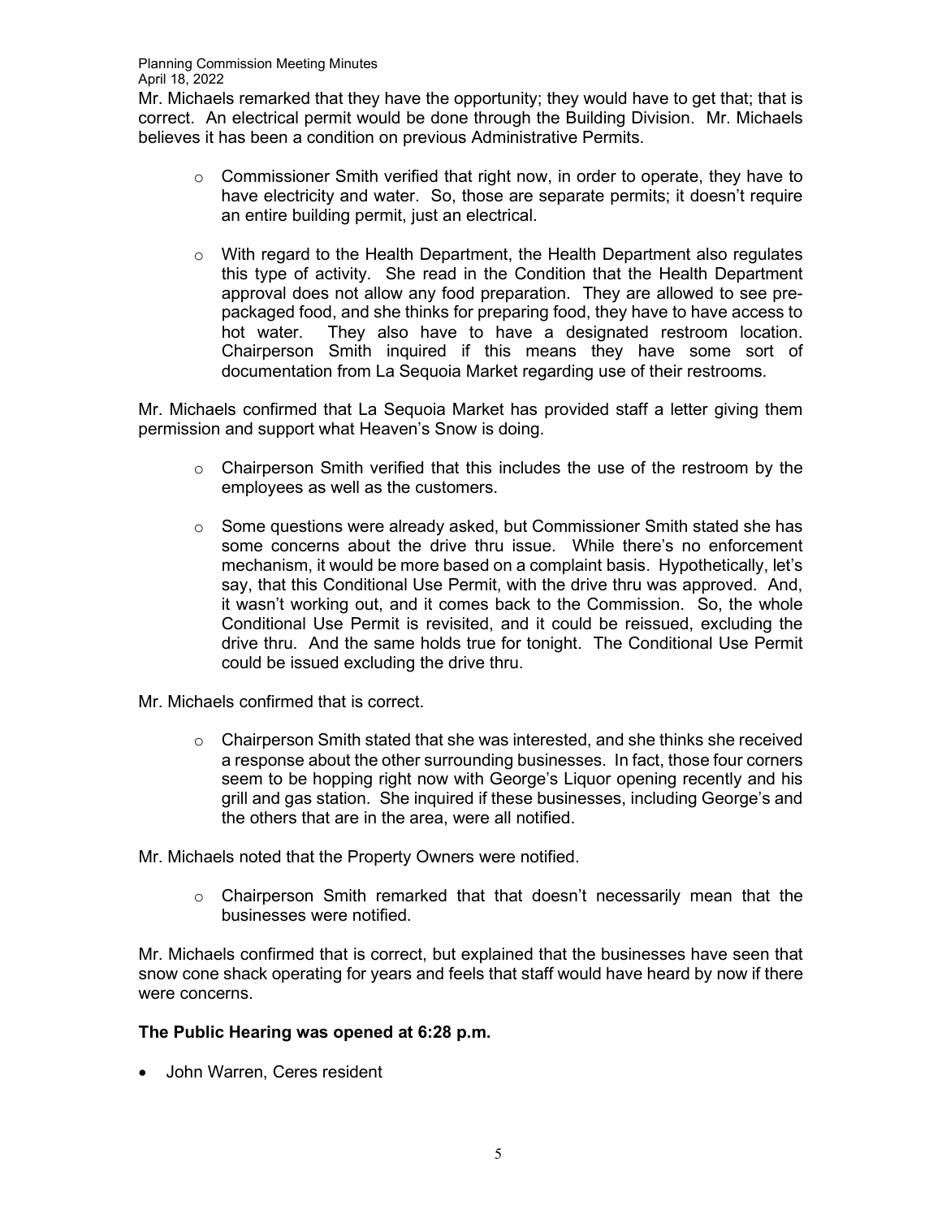Mr. Michaels remarked that they have the opportunity; they would have to get that; that is correct. An electrical permit would be done through the Building Division. Mr. Michaels believes it has been a condition on previous Administrative Permits.

- Commissioner Smith verified that right now, in order to operate, they have to have electricity and water. So, those are separate permits; it doesn't require an entire building permit, just an electrical.
- With regard to the Health Department, the Health Department also regulates this type of activity. She read in the Condition that the Health Department approval does not allow any food preparation. They are allowed to see pre-packaged food, and she thinks for preparing food, they have to have access to hot water. They also have to have a designated restroom location. Chairperson Smith inquired if this means they have some sort of documentation from La Sequoia Market regarding use of their restrooms.

Mr. Michaels confirmed that La Sequoia Market has provided staff a letter giving them permission and support what Heaven's Snow is doing.

- Chairperson Smith verified that this includes the use of the restroom by the employees as well as the customers.
- Some questions were already asked, but Commissioner Smith stated she has some concerns about the drive thru issue. While there's no enforcement mechanism, it would be more based on a complaint basis. Hypothetically, let's say, that this Conditional Use Permit, with the drive thru was approved. And, it wasn't working out, and it comes back to the Commission. So, the whole Conditional Use Permit is revisited, and it could be reissued, excluding the drive thru. And the same holds true for tonight. The Conditional Use Permit could be issued excluding the drive thru.

Mr. Michaels confirmed that is correct.

- Chairperson Smith stated that she was interested, and she thinks she received a response about the other surrounding businesses. In fact, those four corners seem to be hopping right now with George's Liquor opening recently and his grill and gas station. She inquired if these businesses, including George's and the others that are in the area, were all notified.

Mr. Michaels noted that the Property Owners were notified.

- Chairperson Smith remarked that that doesn't necessarily mean that the businesses were notified.

Mr. Michaels confirmed that is correct, but explained that the businesses have seen that snow cone shack operating for years and feels that staff would have heard by now if there were concerns.

**The Public Hearing was opened at 6:28 p.m.**

- John Warren, Ceres resident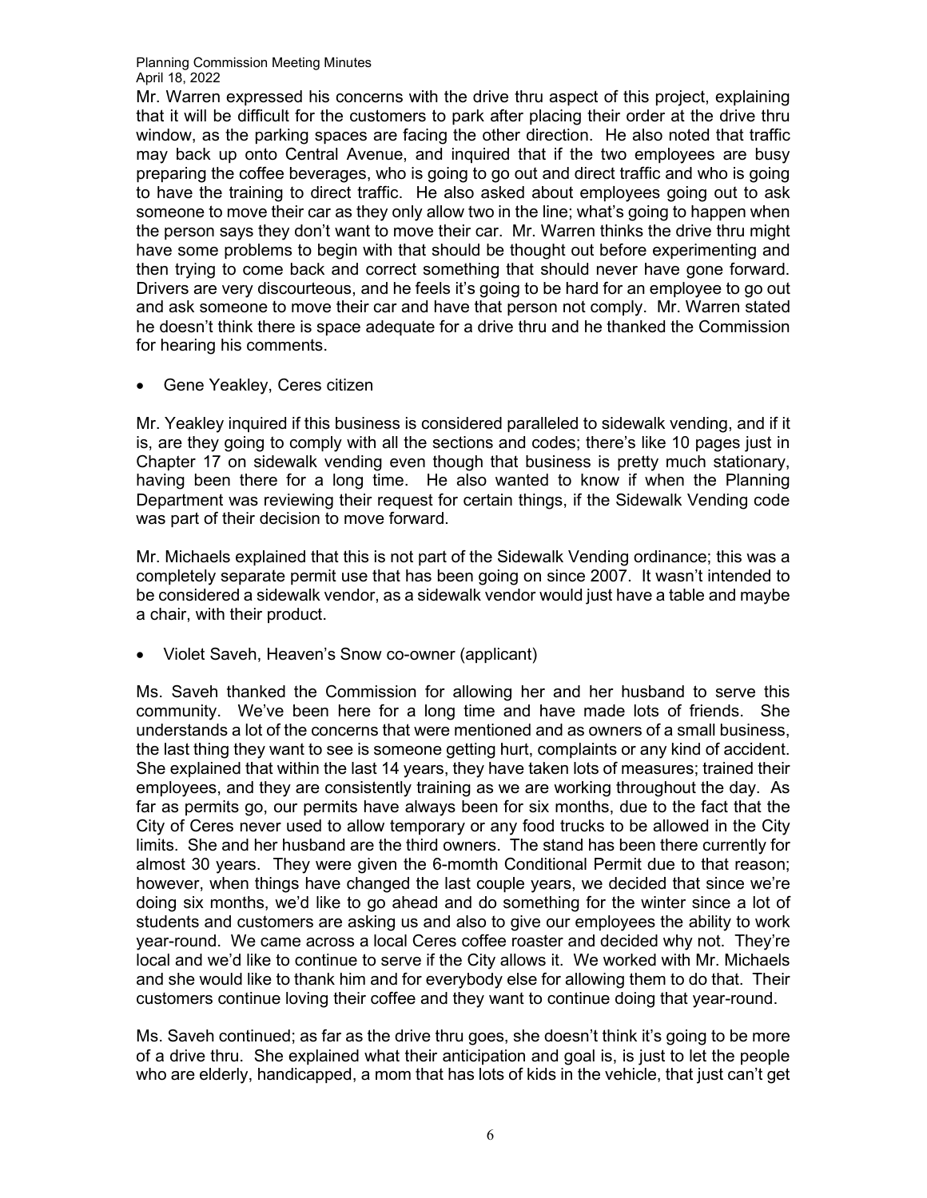Mr. Warren expressed his concerns with the drive thru aspect of this project, explaining that it will be difficult for the customers to park after placing their order at the drive thru window, as the parking spaces are facing the other direction. He also noted that traffic may back up onto Central Avenue, and inquired that if the two employees are busy preparing the coffee beverages, who is going to go out and direct traffic and who is going to have the training to direct traffic. He also asked about employees going out to ask someone to move their car as they only allow two in the line; what's going to happen when the person says they don't want to move their car. Mr. Warren thinks the drive thru might have some problems to begin with that should be thought out before experimenting and then trying to come back and correct something that should never have gone forward. Drivers are very discourteous, and he feels it's going to be hard for an employee to go out and ask someone to move their car and have that person not comply. Mr. Warren stated he doesn't think there is space adequate for a drive thru and he thanked the Commission for hearing his comments.

- Gene Yeakley, Ceres citizen

Mr. Yeakley inquired if this business is considered paralleled to sidewalk vending, and if it is, are they going to comply with all the sections and codes; there's like 10 pages just in Chapter 17 on sidewalk vending even though that business is pretty much stationary, having been there for a long time. He also wanted to know if when the Planning Department was reviewing their request for certain things, if the Sidewalk Vending code was part of their decision to move forward.

Mr. Michaels explained that this is not part of the Sidewalk Vending ordinance; this was a completely separate permit use that has been going on since 2007. It wasn't intended to be considered a sidewalk vendor, as a sidewalk vendor would just have a table and maybe a chair, with their product.

- Violet Saveh, Heaven's Snow co-owner (applicant)

Ms. Saveh thanked the Commission for allowing her and her husband to serve this community. We've been here for a long time and have made lots of friends. She understands a lot of the concerns that were mentioned and as owners of a small business, the last thing they want to see is someone getting hurt, complaints or any kind of accident. She explained that within the last 14 years, they have taken lots of measures; trained their employees, and they are consistently training as we are working throughout the day. As far as permits go, our permits have always been for six months, due to the fact that the City of Ceres never used to allow temporary or any food trucks to be allowed in the City limits. She and her husband are the third owners. The stand has been there currently for almost 30 years. They were given the 6-momth Conditional Permit due to that reason; however, when things have changed the last couple years, we decided that since we're doing six months, we'd like to go ahead and do something for the winter since a lot of students and customers are asking us and also to give our employees the ability to work year-round. We came across a local Ceres coffee roaster and decided why not. They're local and we'd like to continue to serve if the City allows it. We worked with Mr. Michaels and she would like to thank him and for everybody else for allowing them to do that. Their customers continue loving their coffee and they want to continue doing that year-round.

Ms. Saveh continued; as far as the drive thru goes, she doesn't think it's going to be more of a drive thru. She explained what their anticipation and goal is, is just to let the people who are elderly, handicapped, a mom that has lots of kids in the vehicle, that just can't get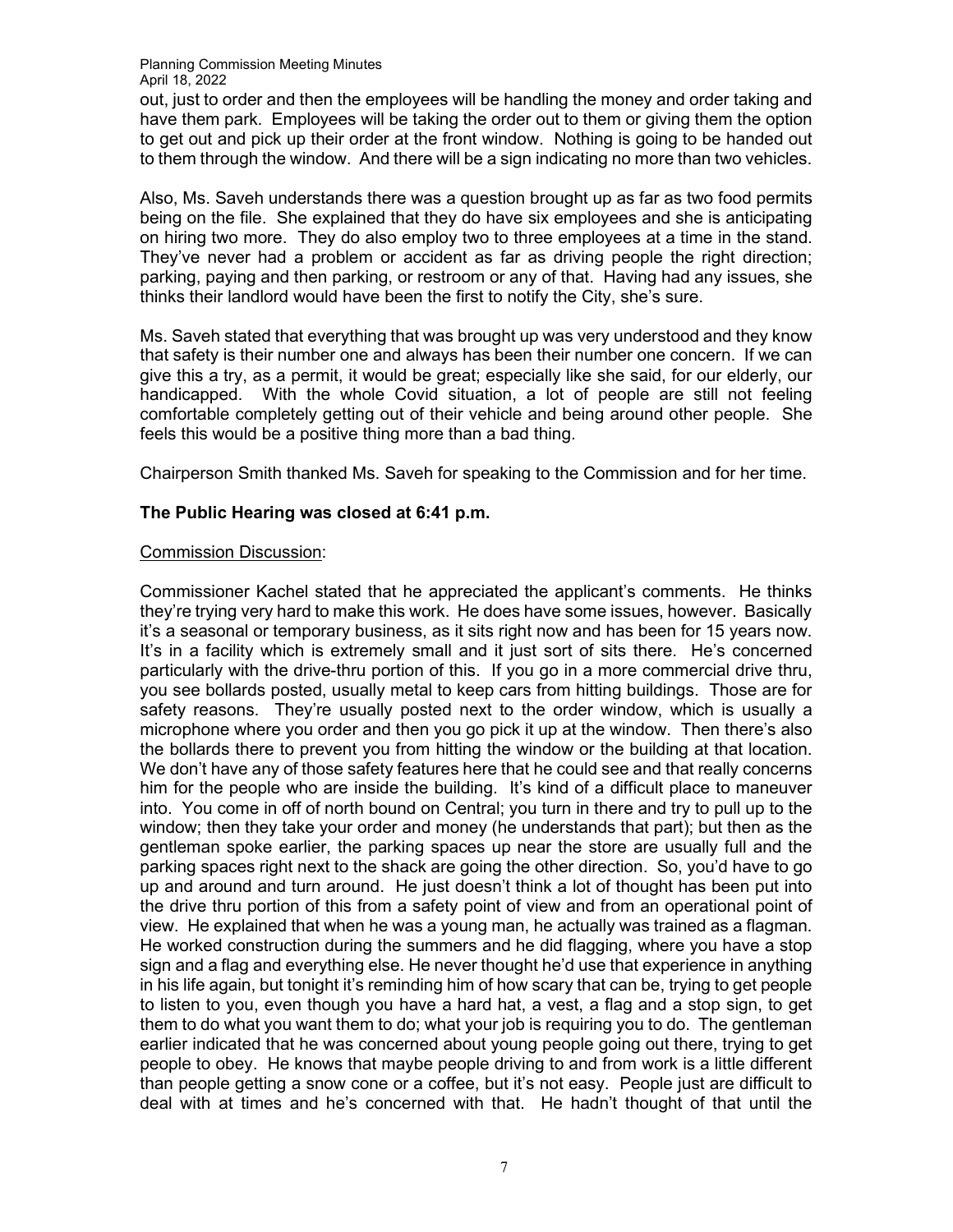out, just to order and then the employees will be handling the money and order taking and have them park. Employees will be taking the order out to them or giving them the option to get out and pick up their order at the front window. Nothing is going to be handed out to them through the window. And there will be a sign indicating no more than two vehicles.

Also, Ms. Saveh understands there was a question brought up as far as two food permits being on the file. She explained that they do have six employees and she is anticipating on hiring two more. They do also employ two to three employees at a time in the stand. They've never had a problem or accident as far as driving people the right direction; parking, paying and then parking, or restroom or any of that. Having had any issues, she thinks their landlord would have been the first to notify the City, she's sure.

Ms. Saveh stated that everything that was brought up was very understood and they know that safety is their number one and always has been their number one concern. If we can give this a try, as a permit, it would be great; especially like she said, for our elderly, our handicapped. With the whole Covid situation, a lot of people are still not feeling comfortable completely getting out of their vehicle and being around other people. She feels this would be a positive thing more than a bad thing.

Chairperson Smith thanked Ms. Saveh for speaking to the Commission and for her time.

**The Public Hearing was closed at 6:41 p.m.**

Commission Discussion:

Commissioner Kachel stated that he appreciated the applicant's comments. He thinks they're trying very hard to make this work. He does have some issues, however. Basically it's a seasonal or temporary business, as it sits right now and has been for 15 years now. It's in a facility which is extremely small and it just sort of sits there. He's concerned particularly with the drive-thru portion of this. If you go in a more commercial drive thru, you see bollards posted, usually metal to keep cars from hitting buildings. Those are for safety reasons. They're usually posted next to the order window, which is usually a microphone where you order and then you go pick it up at the window. Then there's also the bollards there to prevent you from hitting the window or the building at that location. We don't have any of those safety features here that he could see and that really concerns him for the people who are inside the building. It's kind of a difficult place to maneuver into. You come in off of north bound on Central; you turn in there and try to pull up to the window; then they take your order and money (he understands that part); but then as the gentleman spoke earlier, the parking spaces up near the store are usually full and the parking spaces right next to the shack are going the other direction. So, you'd have to go up and around and turn around. He just doesn't think a lot of thought has been put into the drive thru portion of this from a safety point of view and from an operational point of view. He explained that when he was a young man, he actually was trained as a flagman. He worked construction during the summers and he did flagging, where you have a stop sign and a flag and everything else. He never thought he'd use that experience in anything in his life again, but tonight it's reminding him of how scary that can be, trying to get people to listen to you, even though you have a hard hat, a vest, a flag and a stop sign, to get them to do what you want them to do; what your job is requiring you to do. The gentleman earlier indicated that he was concerned about young people going out there, trying to get people to obey. He knows that maybe people driving to and from work is a little different than people getting a snow cone or a coffee, but it's not easy. People just are difficult to deal with at times and he's concerned with that. He hadn't thought of that until the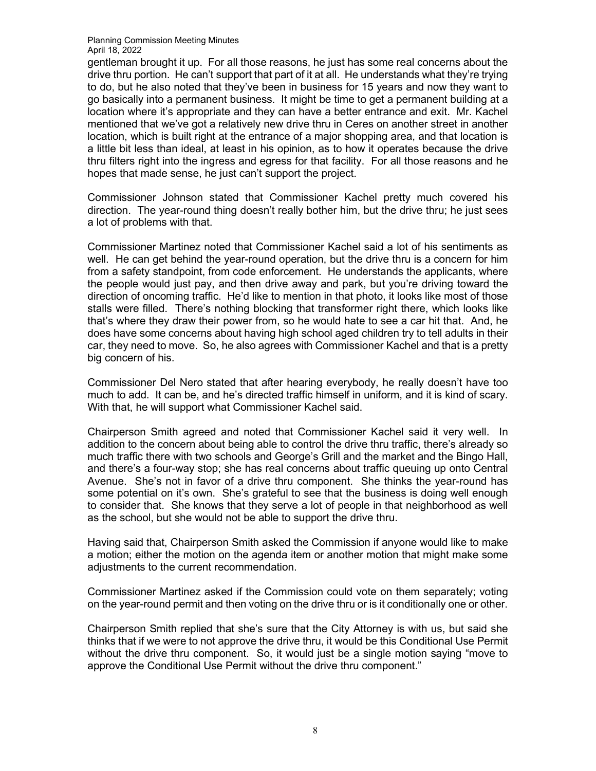gentleman brought it up. For all those reasons, he just has some real concerns about the drive thru portion. He can't support that part of it at all. He understands what they're trying to do, but he also noted that they've been in business for 15 years and now they want to go basically into a permanent business. It might be time to get a permanent building at a location where it's appropriate and they can have a better entrance and exit. Mr. Kachel mentioned that we've got a relatively new drive thru in Ceres on another street in another location, which is built right at the entrance of a major shopping area, and that location is a little bit less than ideal, at least in his opinion, as to how it operates because the drive thru filters right into the ingress and egress for that facility. For all those reasons and he hopes that made sense, he just can't support the project.

Commissioner Johnson stated that Commissioner Kachel pretty much covered his direction. The year-round thing doesn't really bother him, but the drive thru; he just sees a lot of problems with that.

Commissioner Martinez noted that Commissioner Kachel said a lot of his sentiments as well. He can get behind the year-round operation, but the drive thru is a concern for him from a safety standpoint, from code enforcement. He understands the applicants, where the people would just pay, and then drive away and park, but you're driving toward the direction of oncoming traffic. He'd like to mention in that photo, it looks like most of those stalls were filled. There's nothing blocking that transformer right there, which looks like that's where they draw their power from, so he would hate to see a car hit that. And, he does have some concerns about having high school aged children try to tell adults in their car, they need to move. So, he also agrees with Commissioner Kachel and that is a pretty big concern of his.

Commissioner Del Nero stated that after hearing everybody, he really doesn't have too much to add. It can be, and he's directed traffic himself in uniform, and it is kind of scary. With that, he will support what Commissioner Kachel said.

Chairperson Smith agreed and noted that Commissioner Kachel said it very well. In addition to the concern about being able to control the drive thru traffic, there's already so much traffic there with two schools and George's Grill and the market and the Bingo Hall, and there's a four-way stop; she has real concerns about traffic queuing up onto Central Avenue. She's not in favor of a drive thru component. She thinks the year-round has some potential on it's own. She's grateful to see that the business is doing well enough to consider that. She knows that they serve a lot of people in that neighborhood as well as the school, but she would not be able to support the drive thru.

Having said that, Chairperson Smith asked the Commission if anyone would like to make a motion; either the motion on the agenda item or another motion that might make some adjustments to the current recommendation.

Commissioner Martinez asked if the Commission could vote on them separately; voting on the year-round permit and then voting on the drive thru or is it conditionally one or other.

Chairperson Smith replied that she's sure that the City Attorney is with us, but said she thinks that if we were to not approve the drive thru, it would be this Conditional Use Permit without the drive thru component. So, it would just be a single motion saying "move to approve the Conditional Use Permit without the drive thru component."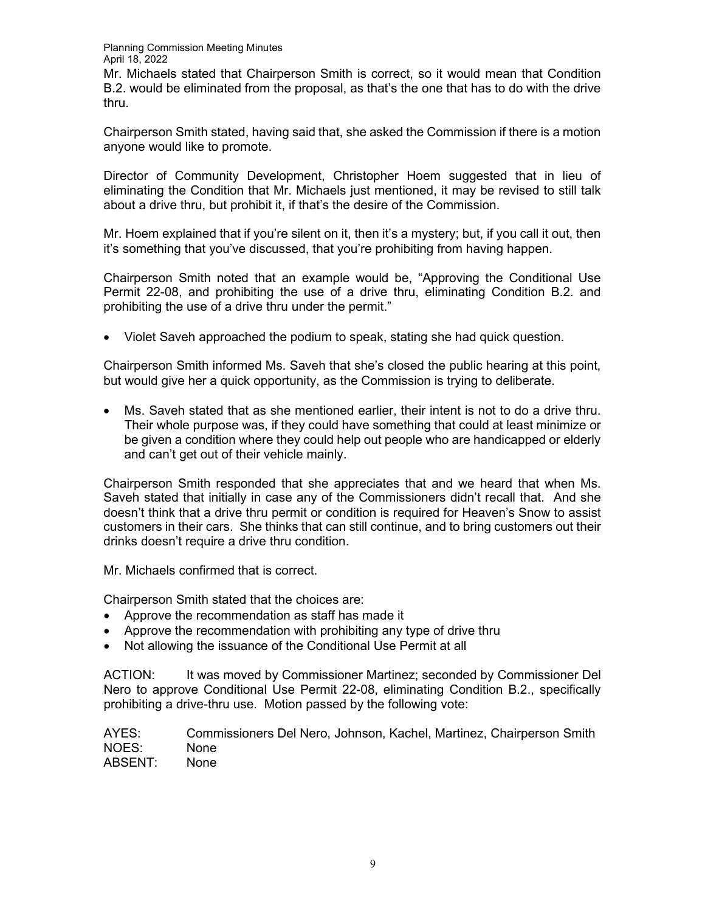Mr. Michaels stated that Chairperson Smith is correct, so it would mean that Condition B.2. would be eliminated from the proposal, as that's the one that has to do with the drive thru.

Chairperson Smith stated, having said that, she asked the Commission if there is a motion anyone would like to promote.

Director of Community Development, Christopher Hoem suggested that in lieu of eliminating the Condition that Mr. Michaels just mentioned, it may be revised to still talk about a drive thru, but prohibit it, if that's the desire of the Commission.

Mr. Hoem explained that if you're silent on it, then it's a mystery; but, if you call it out, then it's something that you've discussed, that you're prohibiting from having happen.

Chairperson Smith noted that an example would be, "Approving the Conditional Use Permit 22-08, and prohibiting the use of a drive thru, eliminating Condition B.2. and prohibiting the use of a drive thru under the permit."

- Violet Saveh approached the podium to speak, stating she had quick question.

Chairperson Smith informed Ms. Saveh that she's closed the public hearing at this point, but would give her a quick opportunity, as the Commission is trying to deliberate.

- Ms. Saveh stated that as she mentioned earlier, their intent is not to do a drive thru. Their whole purpose was, if they could have something that could at least minimize or be given a condition where they could help out people who are handicapped or elderly and can't get out of their vehicle mainly.

Chairperson Smith responded that she appreciates that and we heard that when Ms. Saveh stated that initially in case any of the Commissioners didn't recall that. And she doesn't think that a drive thru permit or condition is required for Heaven's Snow to assist customers in their cars. She thinks that can still continue, and to bring customers out their drinks doesn't require a drive thru condition.

Mr. Michaels confirmed that is correct.

Chairperson Smith stated that the choices are:

- Approve the recommendation as staff has made it
- Approve the recommendation with prohibiting any type of drive thru
- Not allowing the issuance of the Conditional Use Permit at all

ACTION: It was moved by Commissioner Martinez; seconded by Commissioner Del Nero to approve Conditional Use Permit 22-08, eliminating Condition B.2., specifically prohibiting a drive-thru use. Motion passed by the following vote:

AYES: Commissioners Del Nero, Johnson, Kachel, Martinez, Chairperson Smith
NOES: None
ABSENT: None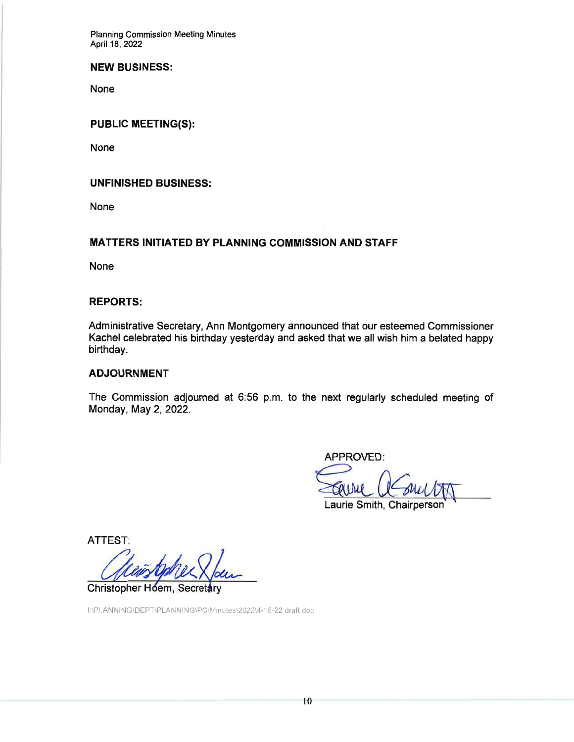**NEW BUSINESS:**

None

**PUBLIC MEETING(S):**

None

**UNFINISHED BUSINESS:**

None

**MATTERS INITIATED BY PLANNING COMMISSION AND STAFF**

None

**REPORTS:**

Administrative Secretary, Ann Montgomery announced that our esteemed Commissioner Kachel celebrated his birthday yesterday and asked that we all wish him a belated happy birthday.

**ADJOURNMENT**

The Commission adjourned at 6:56 p.m. to the next regularly scheduled meeting of Monday, May 2, 2022.

APPROVED:

Laurie Smith, Chairperson

ATTEST:

Christopher Hoem, Secretary

I:\PLANNING\DEPT\PLANNING\PC\Minutes\2022\4-18-22 draft.doc